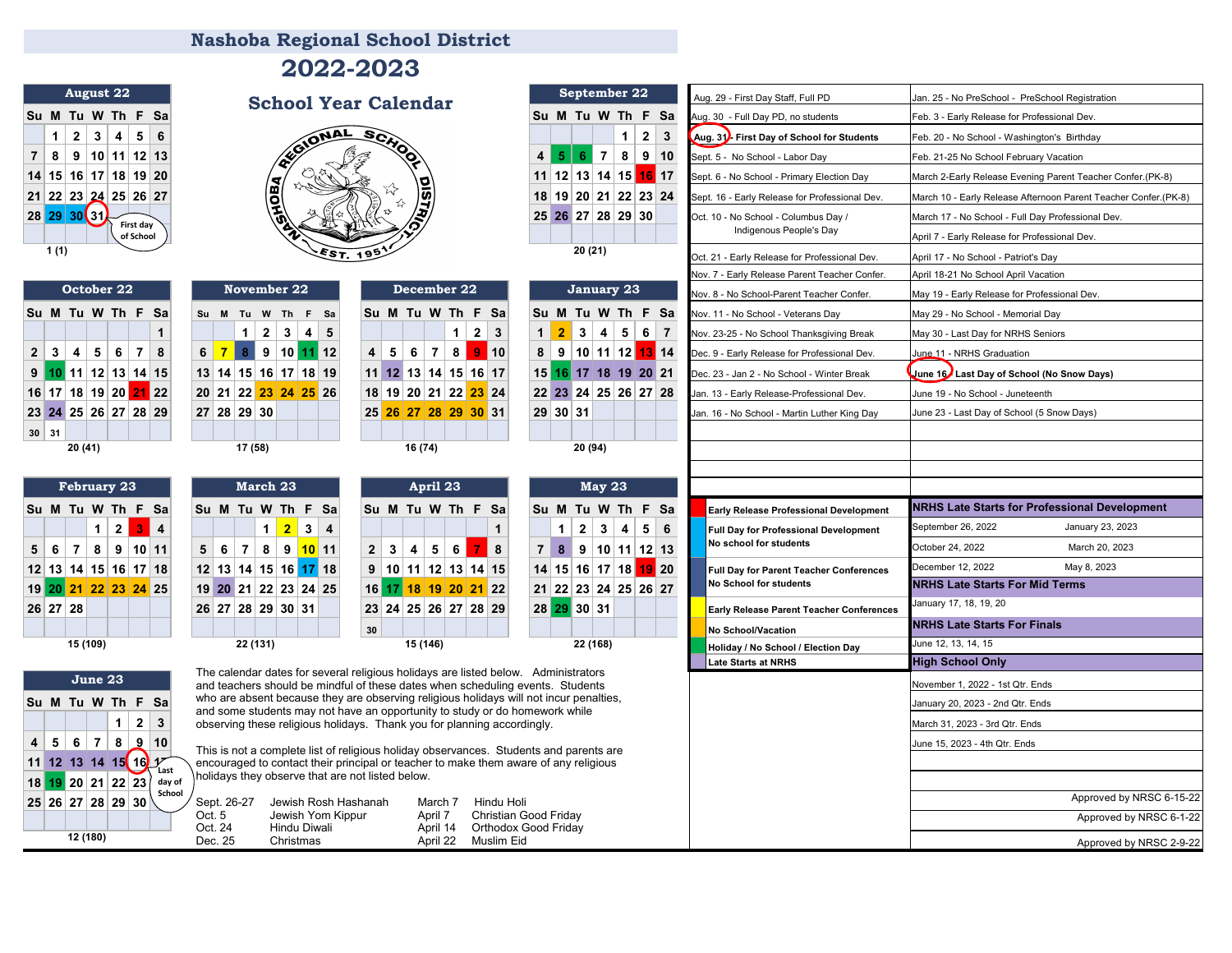# Nashoba Regional School District

# 2022-2023

## School Year Calendar

NASHOBA REGIONAL SCHOOL DISTRICT EST. 1951

### August 22

| Su | M | Tu | W | Th | F | Sa |
|---|---|---|---|---|---|---|
| | 1 | 2 | 3 | 4 | 5 | 6 |
| 7 | 8 | 9 | 10 | 11 | 12 | 13 |
| 14 | 15 | 16 | 17 | 18 | 19 | 20 |
| 21 | 22 | 23 | 24 | 25 | 26 | 27 |
| 28 | 29 | 30 | 31 | | | |

First day of School

1 (1)

### September 22

| Su | M | Tu | W | Th | F | Sa |
|---|---|---|---|---|---|---|
| | | | | 1 | 2 | 3 |
| 4 | 5 | 6 | 7 | 8 | 9 | 10 |
| 11 | 12 | 13 | 14 | 15 | 16 | 17 |
| 18 | 19 | 20 | 21 | 22 | 23 | 24 |
| 25 | 26 | 27 | 28 | 29 | 30 | |

20 (21)

### October 22

| Su | M | Tu | W | Th | F | Sa |
|---|---|---|---|---|---|---|
| | | | | | | 1 |
| 2 | 3 | 4 | 5 | 6 | 7 | 8 |
| 9 | 10 | 11 | 12 | 13 | 14 | 15 |
| 16 | 17 | 18 | 19 | 20 | 21 | 22 |
| 23 | 24 | 25 | 26 | 27 | 28 | 29 |
| 30 | 31 | | | | | |

20 (41)

### November 22

| Su | M | Tu | W | Th | F | Sa |
|---|---|---|---|---|---|---|
| | | 1 | 2 | 3 | 4 | 5 |
| 6 | 7 | 8 | 9 | 10 | 11 | 12 |
| 13 | 14 | 15 | 16 | 17 | 18 | 19 |
| 20 | 21 | 22 | 23 | 24 | 25 | 26 |
| 27 | 28 | 29 | 30 | | | |

17 (58)

### December 22

| Su | M | Tu | W | Th | F | Sa |
|---|---|---|---|---|---|---|
| | | | | 1 | 2 | 3 |
| 4 | 5 | 6 | 7 | 8 | 9 | 10 |
| 11 | 12 | 13 | 14 | 15 | 16 | 17 |
| 18 | 19 | 20 | 21 | 22 | 23 | 24 |
| 25 | 26 | 27 | 28 | 29 | 30 | 31 |

16 (74)

### January 23

| Su | M | Tu | W | Th | F | Sa |
|---|---|---|---|---|---|---|
| 1 | 2 | 3 | 4 | 5 | 6 | 7 |
| 8 | 9 | 10 | 11 | 12 | 13 | 14 |
| 15 | 16 | 17 | 18 | 19 | 20 | 21 |
| 22 | 23 | 24 | 25 | 26 | 27 | 28 |
| 29 | 30 | 31 | | | | |

20 (94)

### February 23

| Su | M | Tu | W | Th | F | Sa |
|---|---|---|---|---|---|---|
| | | | 1 | 2 | 3 | 4 |
| 5 | 6 | 7 | 8 | 9 | 10 | 11 |
| 12 | 13 | 14 | 15 | 16 | 17 | 18 |
| 19 | 20 | 21 | 22 | 23 | 24 | 25 |
| 26 | 27 | 28 | | | | |

15 (109)

### March 23

| Su | M | Tu | W | Th | F | Sa |
|---|---|---|---|---|---|---|
| | | | 1 | 2 | 3 | 4 |
| 5 | 6 | 7 | 8 | 9 | 10 | 11 |
| 12 | 13 | 14 | 15 | 16 | 17 | 18 |
| 19 | 20 | 21 | 22 | 23 | 24 | 25 |
| 26 | 27 | 28 | 29 | 30 | 31 | |

22 (131)

### April 23

| Su | M | Tu | W | Th | F | Sa |
|---|---|---|---|---|---|---|
| | | | | | | 1 |
| 2 | 3 | 4 | 5 | 6 | 7 | 8 |
| 9 | 10 | 11 | 12 | 13 | 14 | 15 |
| 16 | 17 | 18 | 19 | 20 | 21 | 22 |
| 23 | 24 | 25 | 26 | 27 | 28 | 29 |
| 30 | | | | | | |

15 (146)

### May 23

| Su | M | Tu | W | Th | F | Sa |
|---|---|---|---|---|---|---|
| | 1 | 2 | 3 | 4 | 5 | 6 |
| 7 | 8 | 9 | 10 | 11 | 12 | 13 |
| 14 | 15 | 16 | 17 | 18 | 19 | 20 |
| 21 | 22 | 23 | 24 | 25 | 26 | 27 |
| 28 | 29 | 30 | 31 | | | |

22 (168)

### June 23

| Su | M | Tu | W | Th | F | Sa |
|---|---|---|---|---|---|---|
| | | | | 1 | 2 | 3 |
| 4 | 5 | 6 | 7 | 8 | 9 | 10 |
| 11 | 12 | 13 | 14 | 15 | 16 | 17 |
| 18 | 19 | 20 | 21 | 22 | 23 | |
| 25 | 26 | 27 | 28 | 29 | 30 | |

Last day of School

12 (180)

### Important Dates

- Aug. 29 - First Day Staff, Full PD
- Aug. 30 - Full Day PD, no students
- **Aug. 31 - First Day of School for Students**
- Sept. 5 - No School - Labor Day
- Sept. 6 - No School - Primary Election Day
- Sept. 16 - Early Release for Professional Dev.
- Oct. 10 - No School - Columbus Day / Indigenous People's Day
- Oct. 21 - Early Release for Professional Dev.
- Nov. 7 - Early Release Parent Teacher Confer.
- Nov. 8 - No School-Parent Teacher Confer.
- Nov. 11 - No School - Veterans Day
- Nov. 23-25 - No School Thanksgiving Break
- Dec. 9 - Early Release for Professional Dev.
- Dec. 23 - Jan 2 - No School - Winter Break
- Jan. 13 - Early Release-Professional Dev.
- Jan. 16 - No School - Martin Luther King Day
- Jan. 25 - No PreSchool - PreSchool Registration
- Feb. 3 - Early Release for Professional Dev.
- Feb. 20 - No School - Washington's Birthday
- Feb. 21-25 No School February Vacation
- March 2-Early Release Evening Parent Teacher Confer.(PK-8)
- March 10 - Early Release Afternoon Parent Teacher Confer.(PK-8)
- March 17 - No School - Full Day Professional Dev.
- April 7 - Early Release for Professional Dev.
- April 17 - No School - Patriot's Day
- April 18-21 No School April Vacation
- May 19 - Early Release for Professional Dev.
- May 29 - No School - Memorial Day
- May 30 - Last Day for NRHS Seniors
- June 11 - NRHS Graduation
- **June 16 Last Day of School (No Snow Days)**
- June 19 - No School - Juneteenth
- June 23 - Last Day of School (5 Snow Days)

### Legend

- **Early Release Professional Development**
- **Full Day for Professional Development No school for students**
- **Full Day for Parent Teacher Conferences No School for students**
- **Early Release Parent Teacher Conferences**
- **No School/Vacation**
- **Holiday / No School / Election Day**
- **Late Starts at NRHS**

### NRHS Late Starts for Professional Development

| | |
|---|---|
| September 26, 2022 | January 23, 2023 |
| October 24, 2022 | March 20, 2023 |
| December 12, 2022 | May 8, 2023 |

### NRHS Late Starts For Mid Terms

January 17, 18, 19, 20

### NRHS Late Starts For Finals

June 12, 13, 14, 15

### High School Only

- November 1, 2022 - 1st Qtr. Ends
- January 20, 2023 - 2nd Qtr. Ends
- March 31, 2023 - 3rd Qtr. Ends
- June 15, 2023 - 4th Qtr. Ends

Approved by NRSC 6-15-22

Approved by NRSC 6-1-22

Approved by NRSC 2-9-22

The calendar dates for several religious holidays are listed below. Administrators and teachers should be mindful of these dates when scheduling events. Students who are absent because they are observing religious holidays will not incur penalties, and some students may not have an opportunity to study or do homework while observing these religious holidays. Thank you for planning accordingly.

This is not a complete list of religious holiday observances. Students and parents are encouraged to contact their principal or teacher to make them aware of any religious holidays they observe that are not listed below.

| | | | |
|---|---|---|---|
| Sept. 26-27 | Jewish Rosh Hashanah | March 7 | Hindu Holi |
| Oct. 5 | Jewish Yom Kippur | April 7 | Christian Good Friday |
| Oct. 24 | Hindu Diwali | April 14 | Orthodox Good Friday |
| Dec. 25 | Christmas | April 22 | Muslim Eid |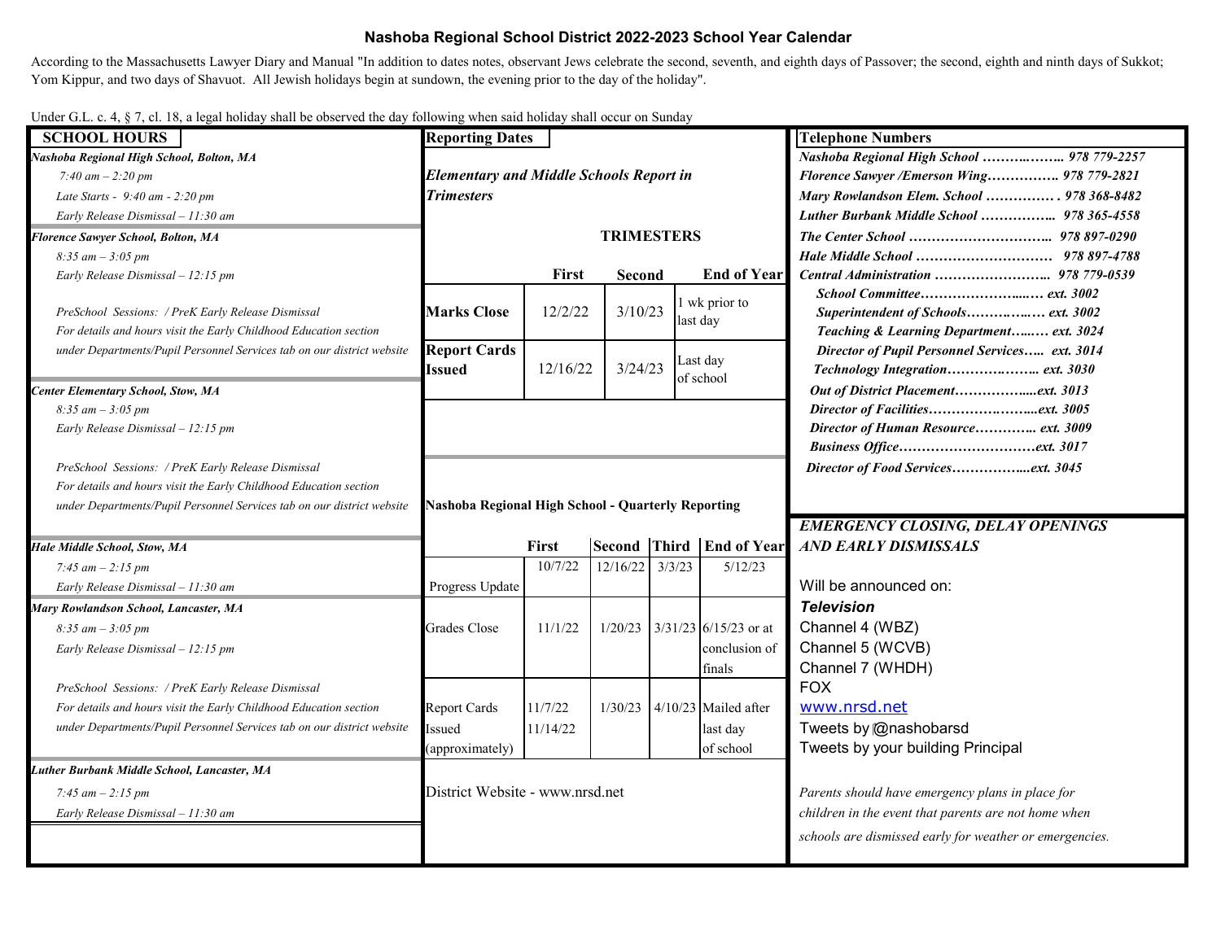# Nashoba Regional School District 2022-2023 School Year Calendar

According to the Massachusetts Lawyer Diary and Manual "In addition to dates notes, observant Jews celebrate the second, seventh, and eighth days of Passover; the second, eighth and ninth days of Sukkot; Yom Kippur, and two days of Shavuot. All Jewish holidays begin at sundown, the evening prior to the day of the holiday".

Under G.L. c. 4, § 7, cl. 18, a legal holiday shall be observed the day following when said holiday shall occur on Sunday

## SCHOOL HOURS

***Nashoba Regional High School, Bolton, MA***

*7:40 am – 2:20 pm*

*Late Starts - 9:40 am - 2:20 pm*

*Early Release Dismissal – 11:30 am*

***Florence Sawyer School, Bolton, MA***

*8:35 am – 3:05 pm*

*Early Release Dismissal – 12:15 pm*

*PreSchool Sessions: / PreK Early Release Dismissal*
*For details and hours visit the Early Childhood Education section under Departments/Pupil Personnel Services tab on our district website*

***Center Elementary School, Stow, MA***

*8:35 am – 3:05 pm*

*Early Release Dismissal – 12:15 pm*

*PreSchool Sessions: / PreK Early Release Dismissal*
*For details and hours visit the Early Childhood Education section under Departments/Pupil Personnel Services tab on our district website*

***Hale Middle School, Stow, MA***

*7:45 am – 2:15 pm*

*Early Release Dismissal – 11:30 am*

***Mary Rowlandson School, Lancaster, MA***

*8:35 am – 3:05 pm*

*Early Release Dismissal – 12:15 pm*

*PreSchool Sessions: / PreK Early Release Dismissal*
*For details and hours visit the Early Childhood Education section under Departments/Pupil Personnel Services tab on our district website*

***Luther Burbank Middle School, Lancaster, MA***

*7:45 am – 2:15 pm*

*Early Release Dismissal – 11:30 am*

## Reporting Dates

***Elementary and Middle Schools Report in Trimesters***

**TRIMESTERS**

| | First | Second | End of Year |
|---|---|---|---|
| **Marks Close** | 12/2/22 | 3/10/23 | 1 wk prior to last day |
| **Report Cards Issued** | 12/16/22 | 3/24/23 | Last day of school |

**Nashoba Regional High School - Quarterly Reporting**

| | First | Second | Third | End of Year |
|---|---|---|---|---|
| Progress Update | 10/7/22 | 12/16/22 | 3/3/23 | 5/12/23 |
| Grades Close | 11/1/22 | 1/20/23 | 3/31/23 | 6/15/23 or at conclusion of finals |
| Report Cards Issued (approximately) | 11/7/22<br>11/14/22 | 1/30/23 | 4/10/23 | Mailed after last day of school |

District Website - www.nrsd.net

## Telephone Numbers

***Nashoba Regional High School ……..…….. 978 779-2257***

***Florence Sawyer /Emerson Wing……………. 978 779-2821***

***Mary Rowlandson Elem. School …………… . 978 368-8482***

***Luther Burbank Middle School …………….. 978 365-4558***

***The Center School ………………………….. 978 897-0290***

***Hale Middle School ………………………… 978 897-4788***

***Central Administration …………………….. 978 779-0539***

***School Committee…………………...…. ext. 3002***

***Superintendent of Schools…………..…. ext. 3002***

***Teaching & Learning Department…..…. ext. 3024***

***Director of Pupil Personnel Services….. ext. 3014***

***Technology Integration………………. ext. 3030***

***Out of District Placement……………...ext. 3013***

***Director of Facilities…………….……...ext. 3005***

***Director of Human Resource…………. ext. 3009***

***Business Office…………………………ext. 3017***

***Director of Food Services……………...ext. 3045***

## *EMERGENCY CLOSING, DELAY OPENINGS AND EARLY DISMISSALS*

Will be announced on:

***Television***

Channel 4 (WBZ)

Channel 5 (WCVB)

Channel 7 (WHDH)

FOX

www.nrsd.net

Tweets by @nashobarsd

Tweets by your building Principal

*Parents should have emergency plans in place for children in the event that parents are not home when schools are dismissed early for weather or emergencies.*